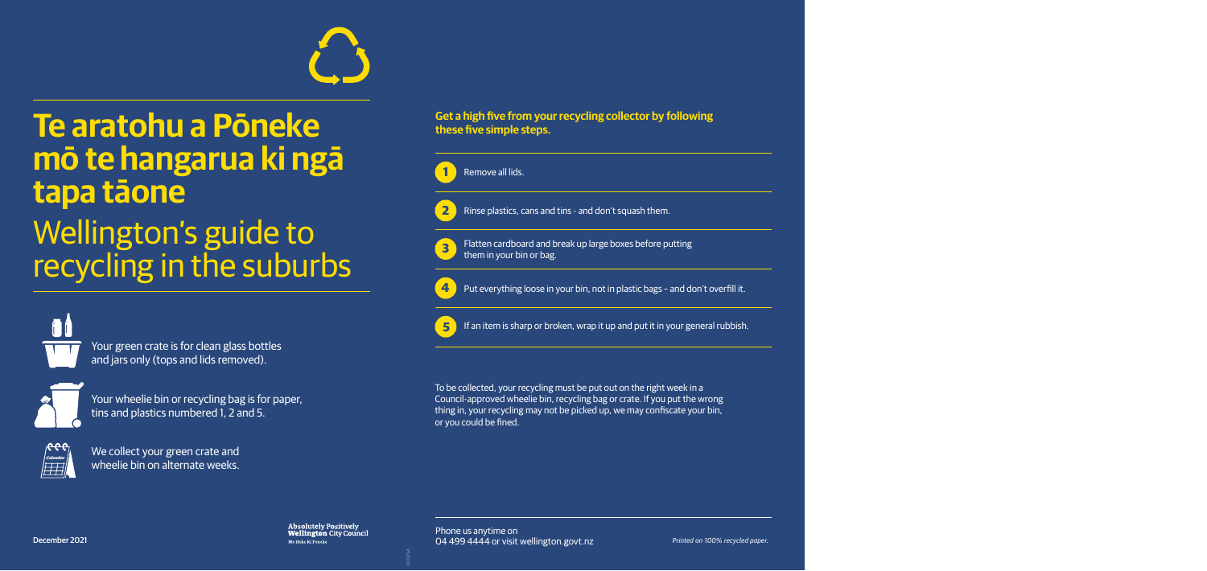# Te aratohu a Pōneke mō te hangarua ki ngā tapa tāone

## Wellington's guide to recycling in the suburbs

Your green crate is for clean glass bottles and jars only (tops and lids removed).

Your wheelie bin or recycling bag is for paper, tins and plastics numbered 1, 2 and 5.

We collect your green crate and wheelie bin on alternate weeks.

**Get a high five from your recycling collector by following these five simple steps.**

1. Remove all lids.
2. Rinse plastics, cans and tins - and don't squash them.
3. Flatten cardboard and break up large boxes before putting them in your bin or bag.
4. Put everything loose in your bin, not in plastic bags – and don't overfill it.
5. If an item is sharp or broken, wrap it up and put it in your general rubbish.

To be collected, your recycling must be put out on the right week in a Council-approved wheelie bin, recycling bag or crate. If you put the wrong thing in, your recycling may not be picked up, we may confiscate your bin, or you could be fined.

December 2021

**Absolutely Positively Wellington City Council**
Me Heke Ki Pōneke

Phone us anytime on
04 499 4444 or visit wellington.govt.nz

*Printed on 100% recycled paper.*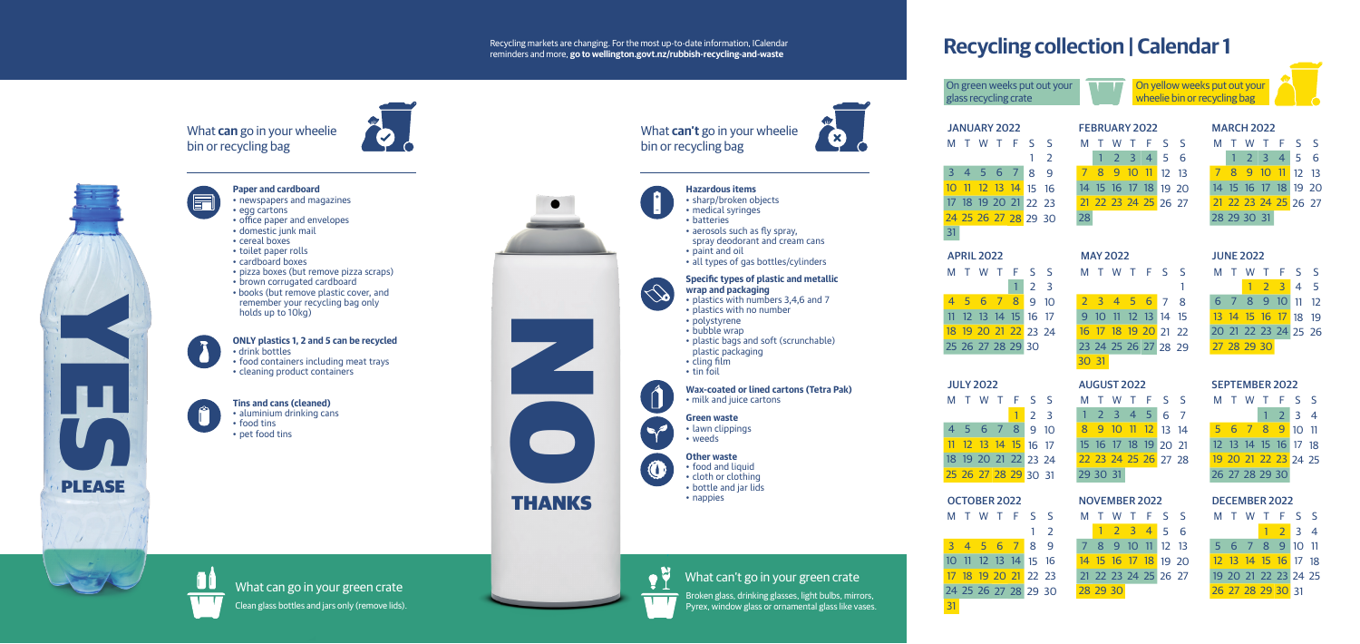Recycling markets are changing. For the most up-to-date information, ICalendar reminders and more, **go to wellington.govt.nz/rubbish-recycling-and-waste**

## What **can** go in your wheelie bin or recycling bag

**Paper and cardboard**
- newspapers and magazines
- egg cartons
- office paper and envelopes
- domestic junk mail
- cereal boxes
- toilet paper rolls
- cardboard boxes
- pizza boxes (but remove pizza scraps)
- brown corrugated cardboard
- books (but remove plastic cover, and remember your recycling bag only holds up to 10kg)

**ONLY plastics 1, 2 and 5 can be recycled**
- drink bottles
- food containers including meat trays
- cleaning product containers

**Tins and cans (cleaned)**
- aluminium drinking cans
- food tins
- pet food tins

YES PLEASE

## What **can't** go in your wheelie bin or recycling bag

**Hazardous items**
- sharp/broken objects
- medical syringes
- batteries
- aerosols such as fly spray, spray deodorant and cream cans
- paint and oil
- all types of gas bottles/cylinders

**Specific types of plastic and metallic wrap and packaging**
- plastics with numbers 3,4,6 and 7
- plastics with no number
- polystyrene
- bubble wrap
- plastic bags and soft (scrunchable) plastic packaging
- cling film
- tin foil

**Wax-coated or lined cartons (Tetra Pak)**
- milk and juice cartons

**Green waste**
- lawn clippings
- weeds

**Other waste**
- food and liquid
- cloth or clothing
- bottle and jar lids
- nappies

NO THANKS

### What can go in your green crate

Clean glass bottles and jars only (remove lids).

### What can't go in your green crate

Broken glass, drinking glasses, light bulbs, mirrors, Pyrex, window glass or ornamental glass like vases.

# Recycling collection | Calendar 1

On green weeks put out your glass recycling crate

On yellow weeks put out your wheelie bin or recycling bag

### JANUARY 2022

| M | T | W | T | F | S | S |
|---|---|---|---|---|---|---|
| | | | | | 1 | 2 |
| 3 | 4 | 5 | 6 | 7 | 8 | 9 |
| 10 | 11 | 12 | 13 | 14 | 15 | 16 |
| 17 | 18 | 19 | 20 | 21 | 22 | 23 |
| 24 | 25 | 26 | 27 | 28 | 29 | 30 |
| 31 | | | | | | |

### FEBRUARY 2022

| M | T | W | T | F | S | S |
|---|---|---|---|---|---|---|
| | 1 | 2 | 3 | 4 | 5 | 6 |
| 7 | 8 | 9 | 10 | 11 | 12 | 13 |
| 14 | 15 | 16 | 17 | 18 | 19 | 20 |
| 21 | 22 | 23 | 24 | 25 | 26 | 27 |
| 28 | | | | | | |

### MARCH 2022

| M | T | W | T | F | S | S |
|---|---|---|---|---|---|---|
| | 1 | 2 | 3 | 4 | 5 | 6 |
| 7 | 8 | 9 | 10 | 11 | 12 | 13 |
| 14 | 15 | 16 | 17 | 18 | 19 | 20 |
| 21 | 22 | 23 | 24 | 25 | 26 | 27 |
| 28 | 29 | 30 | 31 | | | |

### APRIL 2022

| M | T | W | T | F | S | S |
|---|---|---|---|---|---|---|
| | | | | 1 | 2 | 3 |
| 4 | 5 | 6 | 7 | 8 | 9 | 10 |
| 11 | 12 | 13 | 14 | 15 | 16 | 17 |
| 18 | 19 | 20 | 21 | 22 | 23 | 24 |
| 25 | 26 | 27 | 28 | 29 | 30 | |

### MAY 2022

| M | T | W | T | F | S | S |
|---|---|---|---|---|---|---|
| | | | | | | 1 |
| 2 | 3 | 4 | 5 | 6 | 7 | 8 |
| 9 | 10 | 11 | 12 | 13 | 14 | 15 |
| 16 | 17 | 18 | 19 | 20 | 21 | 22 |
| 23 | 24 | 25 | 26 | 27 | 28 | 29 |
| 30 | 31 | | | | | |

### JUNE 2022

| M | T | W | T | F | S | S |
|---|---|---|---|---|---|---|
| | | 1 | 2 | 3 | 4 | 5 |
| 6 | 7 | 8 | 9 | 10 | 11 | 12 |
| 13 | 14 | 15 | 16 | 17 | 18 | 19 |
| 20 | 21 | 22 | 23 | 24 | 25 | 26 |
| 27 | 28 | 29 | 30 | | | |

### JULY 2022

| M | T | W | T | F | S | S |
|---|---|---|---|---|---|---|
| | | | | 1 | 2 | 3 |
| 4 | 5 | 6 | 7 | 8 | 9 | 10 |
| 11 | 12 | 13 | 14 | 15 | 16 | 17 |
| 18 | 19 | 20 | 21 | 22 | 23 | 24 |
| 25 | 26 | 27 | 28 | 29 | 30 | 31 |

### AUGUST 2022

| M | T | W | T | F | S | S |
|---|---|---|---|---|---|---|
| 1 | 2 | 3 | 4 | 5 | 6 | 7 |
| 8 | 9 | 10 | 11 | 12 | 13 | 14 |
| 15 | 16 | 17 | 18 | 19 | 20 | 21 |
| 22 | 23 | 24 | 25 | 26 | 27 | 28 |
| 29 | 30 | 31 | | | | |

### SEPTEMBER 2022

| M | T | W | T | F | S | S |
|---|---|---|---|---|---|---|
| | | | 1 | 2 | 3 | 4 |
| 5 | 6 | 7 | 8 | 9 | 10 | 11 |
| 12 | 13 | 14 | 15 | 16 | 17 | 18 |
| 19 | 20 | 21 | 22 | 23 | 24 | 25 |
| 26 | 27 | 28 | 29 | 30 | | |

### OCTOBER 2022

| M | T | W | T | F | S | S |
|---|---|---|---|---|---|---|
| | | | | | 1 | 2 |
| 3 | 4 | 5 | 6 | 7 | 8 | 9 |
| 10 | 11 | 12 | 13 | 14 | 15 | 16 |
| 17 | 18 | 19 | 20 | 21 | 22 | 23 |
| 24 | 25 | 26 | 27 | 28 | 29 | 30 |
| 31 | | | | | | |

### NOVEMBER 2022

| M | T | W | T | F | S | S |
|---|---|---|---|---|---|---|
| | 1 | 2 | 3 | 4 | 5 | 6 |
| 7 | 8 | 9 | 10 | 11 | 12 | 13 |
| 14 | 15 | 16 | 17 | 18 | 19 | 20 |
| 21 | 22 | 23 | 24 | 25 | 26 | 27 |
| 28 | 29 | 30 | | | | |

### DECEMBER 2022

| M | T | W | T | F | S | S |
|---|---|---|---|---|---|---|
| | | | 1 | 2 | 3 | 4 |
| 5 | 6 | 7 | 8 | 9 | 10 | 11 |
| 12 | 13 | 14 | 15 | 16 | 17 | 18 |
| 19 | 20 | 21 | 22 | 23 | 24 | 25 |
| 26 | 27 | 28 | 29 | 30 | 31 | |